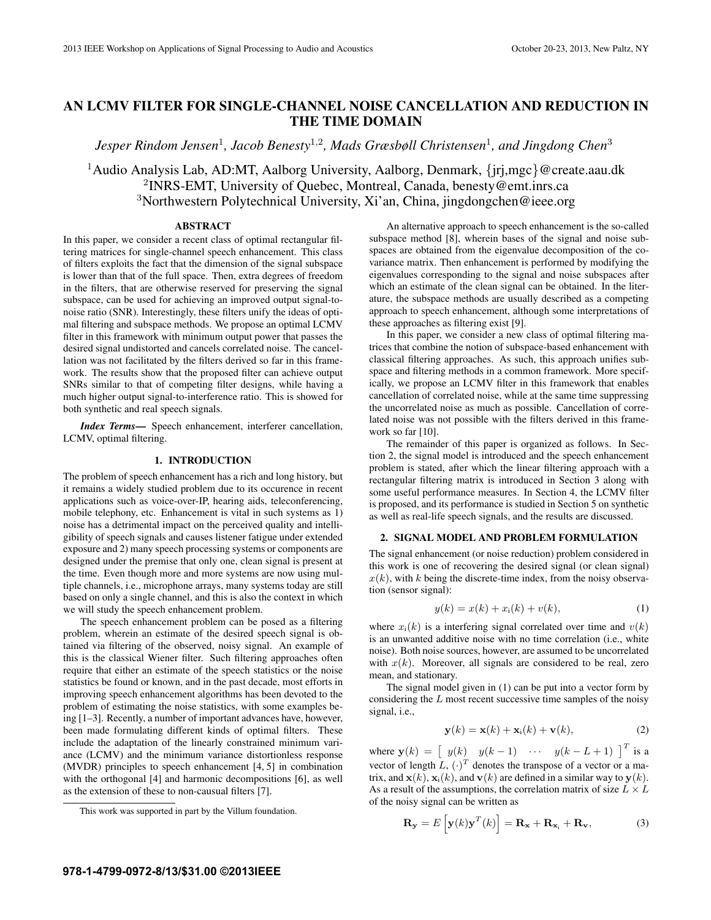# AN LCMV FILTER FOR SINGLE-CHANNEL NOISE CANCELLATION AND REDUCTION IN THE TIME DOMAIN

*Jesper Rindom Jensen*[1], *Jacob Benesty*[1,2], *Mads Græsbøll Christensen*[1], *and Jingdong Chen*[3]

[1]Audio Analysis Lab, AD:MT, Aalborg University, Aalborg, Denmark, {jrj,mgc}@create.aau.dk
[2]INRS-EMT, University of Quebec, Montreal, Canada, benesty@emt.inrs.ca
[3]Northwestern Polytechnical University, Xi'an, China, jingdongchen@ieee.org

## ABSTRACT

In this paper, we consider a recent class of optimal rectangular filtering matrices for single-channel speech enhancement. This class of filters exploits the fact that the dimension of the signal subspace is lower than that of the full space. Then, extra degrees of freedom in the filters, that are otherwise reserved for preserving the signal subspace, can be used for achieving an improved output signal-to-noise ratio (SNR). Interestingly, these filters unify the ideas of optimal filtering and subspace methods. We propose an optimal LCMV filter in this framework with minimum output power that passes the desired signal undistorted and cancels correlated noise. The cancellation was not facilitated by the filters derived so far in this framework. The results show that the proposed filter can achieve output SNRs similar to that of competing filter designs, while having a much higher output signal-to-interference ratio. This is showed for both synthetic and real speech signals.

***Index Terms***— Speech enhancement, interferer cancellation, LCMV, optimal filtering.

## 1. INTRODUCTION

The problem of speech enhancement has a rich and long history, but it remains a widely studied problem due to its occurence in recent applications such as voice-over-IP, hearing aids, teleconferencing, mobile telephony, etc. Enhancement is vital in such systems as 1) noise has a detrimental impact on the perceived quality and intelligibility of speech signals and causes listener fatigue under extended exposure and 2) many speech processing systems or components are designed under the premise that only one, clean signal is present at the time. Even though more and more systems are now using multiple channels, i.e., microphone arrays, many systems today are still based on only a single channel, and this is also the context in which we will study the speech enhancement problem.

The speech enhancement problem can be posed as a filtering problem, wherein an estimate of the desired speech signal is obtained via filtering of the observed, noisy signal. An example of this is the classical Wiener filter. Such filtering approaches often require that either an estimate of the speech statistics or the noise statistics be found or known, and in the past decade, most efforts in improving speech enhancement algorithms has been devoted to the problem of estimating the noise statistics, with some examples being [1–3]. Recently, a number of important advances have, however, been made formulating different kinds of optimal filters. These include the adaptation of the linearly constrained minimum variance (LCMV) and the minimum variance distortionless response (MVDR) principles to speech enhancement [4, 5] in combination with the orthogonal [4] and harmonic decompositions [6], as well as the extension of these to non-causal filters [7].

This work was supported in part by the Villum foundation.

An alternative approach to speech enhancement is the so-called subspace method [8], wherein bases of the signal and noise subspaces are obtained from the eigenvalue decomposition of the covariance matrix. Then enhancement is performed by modifying the eigenvalues corresponding to the signal and noise subspaces after which an estimate of the clean signal can be obtained. In the literature, the subspace methods are usually described as a competing approach to speech enhancement, although some interpretations of these approaches as filtering exist [9].

In this paper, we consider a new class of optimal filtering matrices that combine the notion of subspace-based enhancement with classical filtering approaches. As such, this approach unifies subspace and filtering methods in a common framework. More specifically, we propose an LCMV filter in this framework that enables cancellation of correlated noise, while at the same time suppressing the uncorrelated noise as much as possible. Cancellation of correlated noise was not possible with the filters derived in this framework so far [10].

The remainder of this paper is organized as follows. In Section 2, the signal model is introduced and the speech enhancement problem is stated, after which the linear filtering approach with a rectangular filtering matrix is introduced in Section 3 along with some useful performance measures. In Section 4, the LCMV filter is proposed, and its performance is studied in Section 5 on synthetic as well as real-life speech signals, and the results are discussed.

## 2. SIGNAL MODEL AND PROBLEM FORMULATION

The signal enhancement (or noise reduction) problem considered in this work is one of recovering the desired signal (or clean signal) $x(k)$, with $k$ being the discrete-time index, from the noisy observation (sensor signal):

$$y(k) = x(k) + x_i(k) + v(k), \tag{1}$$

where $x_i(k)$ is a interfering signal correlated over time and $v(k)$ is an unwanted additive noise with no time correlation (i.e., white noise). Both noise sources, however, are assumed to be uncorrelated with $x(k)$. Moreover, all signals are considered to be real, zero mean, and stationary.

The signal model given in (1) can be put into a vector form by considering the $L$ most recent successive time samples of the noisy signal, i.e.,

$$\mathbf{y}(k) = \mathbf{x}(k) + \mathbf{x}_i(k) + \mathbf{v}(k), \tag{2}$$

where $\mathbf{y}(k) = \begin{bmatrix} y(k) & y(k-1) & \cdots & y(k-L+1) \end{bmatrix}^T$ is a vector of length $L$, $(\cdot)^T$ denotes the transpose of a vector or a matrix, and $\mathbf{x}(k)$, $\mathbf{x}_i(k)$, and $\mathbf{v}(k)$ are defined in a similar way to $\mathbf{y}(k)$. As a result of the assumptions, the correlation matrix of size $L \times L$ of the noisy signal can be written as

$$\mathbf{R_y} = E\left[\mathbf{y}(k)\mathbf{y}^T(k)\right] = \mathbf{R_x} + \mathbf{R_{x_i}} + \mathbf{R_v}, \tag{3}$$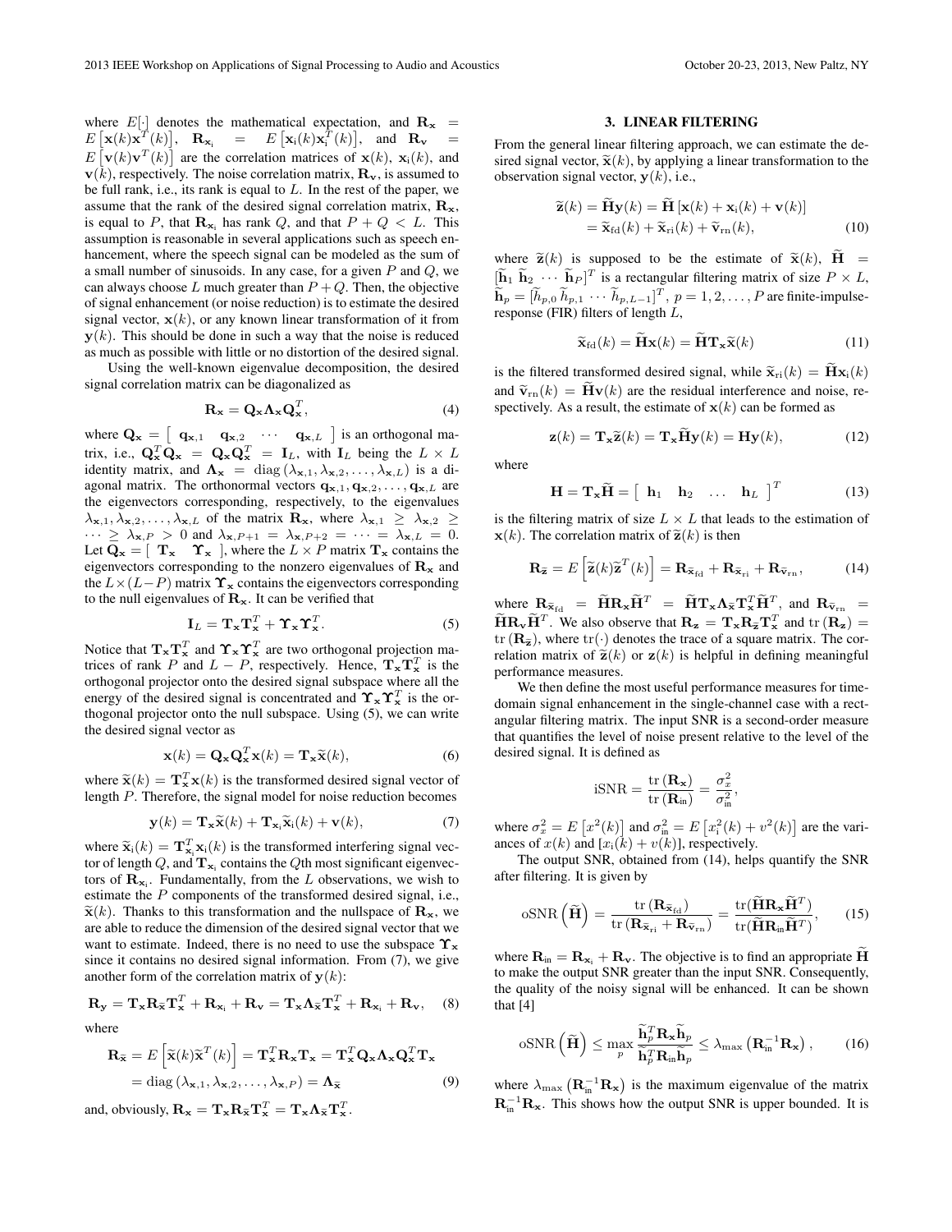where $E[\cdot]$ denotes the mathematical expectation, and $\mathbf{R}_\mathbf{x} = E\left[\mathbf{x}(k)\mathbf{x}^T(k)\right]$, $\mathbf{R}_{\mathbf{x}_\text{i}} = E\left[\mathbf{x}_\text{i}(k)\mathbf{x}_\text{i}^T(k)\right]$, and $\mathbf{R}_\mathbf{v} = E\left[\mathbf{v}(k)\mathbf{v}^T(k)\right]$ are the correlation matrices of $\mathbf{x}(k)$, $\mathbf{x}_\text{i}(k)$, and $\mathbf{v}(k)$, respectively. The noise correlation matrix, $\mathbf{R}_\mathbf{v}$, is assumed to be full rank, i.e., its rank is equal to $L$. In the rest of the paper, we assume that the rank of the desired signal correlation matrix, $\mathbf{R}_\mathbf{x}$, is equal to $P$, that $\mathbf{R}_{\mathbf{x}_\text{i}}$ has rank $Q$, and that $P + Q < L$. This assumption is reasonable in several applications such as speech enhancement, where the speech signal can be modeled as the sum of a small number of sinusoids. In any case, for a given $P$ and $Q$, we can always choose $L$ much greater than $P+Q$. Then, the objective of signal enhancement (or noise reduction) is to estimate the desired signal vector, $\mathbf{x}(k)$, or any known linear transformation of it from $\mathbf{y}(k)$. This should be done in such a way that the noise is reduced as much as possible with little or no distortion of the desired signal.

Using the well-known eigenvalue decomposition, the desired signal correlation matrix can be diagonalized as

$$\mathbf{R}_\mathbf{x} = \mathbf{Q}_\mathbf{x}\mathbf{\Lambda}_\mathbf{x}\mathbf{Q}_\mathbf{x}^T, \tag{4}$$

where $\mathbf{Q}_\mathbf{x} = \left[\begin{array}{cccc} \mathbf{q}_{\mathbf{x},1} & \mathbf{q}_{\mathbf{x},2} & \cdots & \mathbf{q}_{\mathbf{x},L} \end{array}\right]$ is an orthogonal matrix, i.e., $\mathbf{Q}_\mathbf{x}^T\mathbf{Q}_\mathbf{x} = \mathbf{Q}_\mathbf{x}\mathbf{Q}_\mathbf{x}^T = \mathbf{I}_L$, with $\mathbf{I}_L$ being the $L \times L$ identity matrix, and $\mathbf{\Lambda}_\mathbf{x} = \text{diag}\left(\lambda_{\mathbf{x},1}, \lambda_{\mathbf{x},2}, \ldots, \lambda_{\mathbf{x},L}\right)$ is a diagonal matrix. The orthonormal vectors $\mathbf{q}_{\mathbf{x},1}, \mathbf{q}_{\mathbf{x},2}, \ldots, \mathbf{q}_{\mathbf{x},L}$ are the eigenvectors corresponding, respectively, to the eigenvalues $\lambda_{\mathbf{x},1}, \lambda_{\mathbf{x},2}, \ldots, \lambda_{\mathbf{x},L}$ of the matrix $\mathbf{R}_\mathbf{x}$, where $\lambda_{\mathbf{x},1} \geq \lambda_{\mathbf{x},2} \geq \cdots \geq \lambda_{\mathbf{x},P} > 0$ and $\lambda_{\mathbf{x},P+1} = \lambda_{\mathbf{x},P+2} = \cdots = \lambda_{\mathbf{x},L} = 0$. Let $\mathbf{Q}_\mathbf{x} = \left[\begin{array}{cc} \mathbf{T}_\mathbf{x} & \mathbf{\Upsilon}_\mathbf{x} \end{array}\right]$, where the $L \times P$ matrix $\mathbf{T}_\mathbf{x}$ contains the eigenvectors corresponding to the nonzero eigenvalues of $\mathbf{R}_\mathbf{x}$ and the $L \times (L-P)$ matrix $\mathbf{\Upsilon}_\mathbf{x}$ contains the eigenvectors corresponding to the null eigenvalues of $\mathbf{R}_\mathbf{x}$. It can be verified that

$$\mathbf{I}_L = \mathbf{T}_\mathbf{x}\mathbf{T}_\mathbf{x}^T + \mathbf{\Upsilon}_\mathbf{x}\mathbf{\Upsilon}_\mathbf{x}^T. \tag{5}$$

Notice that $\mathbf{T}_\mathbf{x}\mathbf{T}_\mathbf{x}^T$ and $\mathbf{\Upsilon}_\mathbf{x}\mathbf{\Upsilon}_\mathbf{x}^T$ are two orthogonal projection matrices of rank $P$ and $L-P$, respectively. Hence, $\mathbf{T}_\mathbf{x}\mathbf{T}_\mathbf{x}^T$ is the orthogonal projector onto the desired signal subspace where all the energy of the desired signal is concentrated and $\mathbf{\Upsilon}_\mathbf{x}\mathbf{\Upsilon}_\mathbf{x}^T$ is the orthogonal projector onto the null subspace. Using (5), we can write the desired signal vector as

$$\mathbf{x}(k) = \mathbf{Q}_\mathbf{x}\mathbf{Q}_\mathbf{x}^T\mathbf{x}(k) = \mathbf{T}_\mathbf{x}\widetilde{\mathbf{x}}(k), \tag{6}$$

where $\widetilde{\mathbf{x}}(k) = \mathbf{T}_\mathbf{x}^T\mathbf{x}(k)$ is the transformed desired signal vector of length $P$. Therefore, the signal model for noise reduction becomes

$$\mathbf{y}(k) = \mathbf{T}_\mathbf{x}\widetilde{\mathbf{x}}(k) + \mathbf{T}_{\mathbf{x}_\text{i}}\widetilde{\mathbf{x}}_\text{i}(k) + \mathbf{v}(k), \tag{7}$$

where $\widetilde{\mathbf{x}}_\text{i}(k) = \mathbf{T}_{\mathbf{x}_\text{i}}^T\mathbf{x}_\text{i}(k)$ is the transformed interfering signal vector of length $Q$, and $\mathbf{T}_{\mathbf{x}_\text{i}}$ contains the $Q$th most significant eigenvectors of $\mathbf{R}_{\mathbf{x}_\text{i}}$. Fundamentally, from the $L$ observations, we wish to estimate the $P$ components of the transformed desired signal, i.e., $\widetilde{\mathbf{x}}(k)$. Thanks to this transformation and the nullspace of $\mathbf{R}_\mathbf{x}$, we are able to reduce the dimension of the desired signal vector that we want to estimate. Indeed, there is no need to use the subspace $\mathbf{\Upsilon}_\mathbf{x}$ since it contains no desired signal information. From (7), we give another form of the correlation matrix of $\mathbf{y}(k)$:

$$\mathbf{R}_\mathbf{y} = \mathbf{T}_\mathbf{x}\mathbf{R}_{\widetilde{\mathbf{x}}}\mathbf{T}_\mathbf{x}^T + \mathbf{R}_{\mathbf{x}_\text{i}} + \mathbf{R}_\mathbf{v} = \mathbf{T}_\mathbf{x}\mathbf{\Lambda}_{\widetilde{\mathbf{x}}}\mathbf{T}_\mathbf{x}^T + \mathbf{R}_{\mathbf{x}_\text{i}} + \mathbf{R}_\mathbf{v}, \tag{8}$$

where

$$\begin{aligned}\mathbf{R}_{\widetilde{\mathbf{x}}} &= E\left[\widetilde{\mathbf{x}}(k)\widetilde{\mathbf{x}}^T(k)\right] = \mathbf{T}_\mathbf{x}^T\mathbf{R}_\mathbf{x}\mathbf{T}_\mathbf{x} = \mathbf{T}_\mathbf{x}^T\mathbf{Q}_\mathbf{x}\mathbf{\Lambda}_\mathbf{x}\mathbf{Q}_\mathbf{x}^T\mathbf{T}_\mathbf{x} \\ &= \text{diag}\left(\lambda_{\mathbf{x},1}, \lambda_{\mathbf{x},2}, \ldots, \lambda_{\mathbf{x},P}\right) = \mathbf{\Lambda}_{\widetilde{\mathbf{x}}}\end{aligned} \tag{9}$$

and, obviously, $\mathbf{R}_\mathbf{x} = \mathbf{T}_\mathbf{x}\mathbf{R}_{\widetilde{\mathbf{x}}}\mathbf{T}_\mathbf{x}^T = \mathbf{T}_\mathbf{x}\mathbf{\Lambda}_{\widetilde{\mathbf{x}}}\mathbf{T}_\mathbf{x}^T$.

## 3. LINEAR FILTERING

From the general linear filtering approach, we can estimate the desired signal vector, $\widetilde{\mathbf{x}}(k)$, by applying a linear transformation to the observation signal vector, $\mathbf{y}(k)$, i.e.,

$$\begin{aligned}\widetilde{\mathbf{z}}(k) &= \widetilde{\mathbf{H}}\mathbf{y}(k) = \widetilde{\mathbf{H}}\left[\mathbf{x}(k) + \mathbf{x}_\text{i}(k) + \mathbf{v}(k)\right] \\ &= \widetilde{\mathbf{x}}_\text{fd}(k) + \widetilde{\mathbf{x}}_\text{ri}(k) + \widetilde{\mathbf{v}}_\text{rn}(k),\end{aligned} \tag{10}$$

where $\widetilde{\mathbf{z}}(k)$ is supposed to be the estimate of $\widetilde{\mathbf{x}}(k)$, $\widetilde{\mathbf{H}} = [\widetilde{\mathbf{h}}_1 \ \widetilde{\mathbf{h}}_2 \ \cdots \ \widetilde{\mathbf{h}}_P]^T$ is a rectangular filtering matrix of size $P \times L$, $\widetilde{\mathbf{h}}_p = [\widetilde{h}_{p,0} \ \widetilde{h}_{p,1} \ \cdots \ \widetilde{h}_{p,L-1}]^T$, $p = 1, 2, \ldots, P$ are finite-impulse-response (FIR) filters of length $L$,

$$\widetilde{\mathbf{x}}_\text{fd}(k) = \widetilde{\mathbf{H}}\mathbf{x}(k) = \widetilde{\mathbf{H}}\mathbf{T}_\mathbf{x}\widetilde{\mathbf{x}}(k) \tag{11}$$

is the filtered transformed desired signal, while $\widetilde{\mathbf{x}}_\text{ri}(k) = \widetilde{\mathbf{H}}\mathbf{x}_\text{i}(k)$ and $\widetilde{\mathbf{v}}_\text{rn}(k) = \widetilde{\mathbf{H}}\mathbf{v}(k)$ are the residual interference and noise, respectively. As a result, the estimate of $\mathbf{x}(k)$ can be formed as

$$\mathbf{z}(k) = \mathbf{T}_\mathbf{x}\widetilde{\mathbf{z}}(k) = \mathbf{T}_\mathbf{x}\widetilde{\mathbf{H}}\mathbf{y}(k) = \mathbf{H}\mathbf{y}(k), \tag{12}$$

where

$$\mathbf{H} = \mathbf{T}_\mathbf{x}\widetilde{\mathbf{H}} = \left[\begin{array}{cccc} \mathbf{h}_1 & \mathbf{h}_2 & \ldots & \mathbf{h}_L \end{array}\right]^T \tag{13}$$

is the filtering matrix of size $L \times L$ that leads to the estimation of $\mathbf{x}(k)$. The correlation matrix of $\widetilde{\mathbf{z}}(k)$ is then

$$\mathbf{R}_{\widetilde{\mathbf{z}}} = E\left[\widetilde{\mathbf{z}}(k)\widetilde{\mathbf{z}}^T(k)\right] = \mathbf{R}_{\widetilde{\mathbf{x}}_\text{fd}} + \mathbf{R}_{\widetilde{\mathbf{x}}_\text{ri}} + \mathbf{R}_{\widetilde{\mathbf{v}}_\text{rn}}, \tag{14}$$

where $\mathbf{R}_{\widetilde{\mathbf{x}}_\text{fd}} = \widetilde{\mathbf{H}}\mathbf{R}_\mathbf{x}\widetilde{\mathbf{H}}^T = \widetilde{\mathbf{H}}\mathbf{T}_\mathbf{x}\mathbf{\Lambda}_{\widetilde{\mathbf{x}}}\mathbf{T}_\mathbf{x}^T\widetilde{\mathbf{H}}^T$, and $\mathbf{R}_{\widetilde{\mathbf{v}}_\text{rn}} = \widetilde{\mathbf{H}}\mathbf{R}_\mathbf{v}\widetilde{\mathbf{H}}^T$. We also observe that $\mathbf{R}_\mathbf{z} = \mathbf{T}_\mathbf{x}\mathbf{R}_{\widetilde{\mathbf{z}}}\mathbf{T}_\mathbf{x}^T$ and $\text{tr}\left(\mathbf{R}_\mathbf{z}\right) = \text{tr}\left(\mathbf{R}_{\widetilde{\mathbf{z}}}\right)$, where $\text{tr}(\cdot)$ denotes the trace of a square matrix. The correlation matrix of $\widetilde{\mathbf{z}}(k)$ or $\mathbf{z}(k)$ is helpful in defining meaningful performance measures.

We then define the most useful performance measures for time-domain signal enhancement in the single-channel case with a rectangular filtering matrix. The input SNR is a second-order measure that quantifies the level of noise present relative to the level of the desired signal. It is defined as

$$\text{iSNR} = \frac{\text{tr}\left(\mathbf{R}_\mathbf{x}\right)}{\text{tr}\left(\mathbf{R}_\text{in}\right)} = \frac{\sigma_x^2}{\sigma_\text{in}^2},$$

where $\sigma_x^2 = E\left[x^2(k)\right]$ and $\sigma_\text{in}^2 = E\left[x_\text{i}^2(k) + v^2(k)\right]$ are the variances of $x(k)$ and $[x_\text{i}(k) + v(k)]$, respectively.

The output SNR, obtained from (14), helps quantify the SNR after filtering. It is given by

$$\text{oSNR}\left(\widetilde{\mathbf{H}}\right) = \frac{\text{tr}\left(\mathbf{R}_{\widetilde{\mathbf{x}}_\text{fd}}\right)}{\text{tr}\left(\mathbf{R}_{\widetilde{\mathbf{x}}_\text{ri}} + \mathbf{R}_{\widetilde{\mathbf{v}}_\text{rn}}\right)} = \frac{\text{tr}(\widetilde{\mathbf{H}}\mathbf{R}_\mathbf{x}\widetilde{\mathbf{H}}^T)}{\text{tr}(\widetilde{\mathbf{H}}\mathbf{R}_\text{in}\widetilde{\mathbf{H}}^T)}, \tag{15}$$

where $\mathbf{R}_\text{in} = \mathbf{R}_{\mathbf{x}_\text{i}} + \mathbf{R}_\mathbf{v}$. The objective is to find an appropriate $\widetilde{\mathbf{H}}$ to make the output SNR greater than the input SNR. Consequently, the quality of the noisy signal will be enhanced. It can be shown that [4]

$$\text{oSNR}\left(\widetilde{\mathbf{H}}\right) \leq \max_p \frac{\widetilde{\mathbf{h}}_p^T\mathbf{R}_\mathbf{x}\widetilde{\mathbf{h}}_p}{\widetilde{\mathbf{h}}_p^T\mathbf{R}_\text{in}\widetilde{\mathbf{h}}_p} \leq \lambda_\text{max}\left(\mathbf{R}_\text{in}^{-1}\mathbf{R}_\mathbf{x}\right), \tag{16}$$

where $\lambda_\text{max}\left(\mathbf{R}_\text{in}^{-1}\mathbf{R}_\mathbf{x}\right)$ is the maximum eigenvalue of the matrix $\mathbf{R}_\text{in}^{-1}\mathbf{R}_\mathbf{x}$. This shows how the output SNR is upper bounded. It is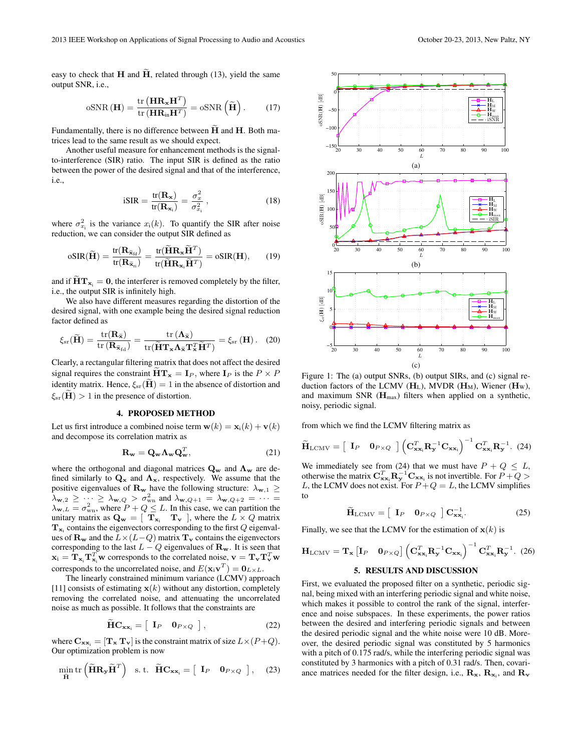easy to check that $\mathbf{H}$ and $\widetilde{\mathbf{H}}$, related through (13), yield the same output SNR, i.e.,

$$\text{oSNR}\left(\mathbf{H}\right) = \frac{\text{tr}\left(\mathbf{H}\mathbf{R}_{\mathbf{x}}\mathbf{H}^T\right)}{\text{tr}\left(\mathbf{H}\mathbf{R}_{\text{in}}\mathbf{H}^T\right)} = \text{oSNR}\left(\widetilde{\mathbf{H}}\right). \quad (17)$$

Fundamentally, there is no difference between $\widetilde{\mathbf{H}}$ and $\mathbf{H}$. Both matrices lead to the same result as we should expect.

Another useful measure for enhancement methods is the signal-to-interference (SIR) ratio. The input SIR is defined as the ratio between the power of the desired signal and that of the interference, i.e.,

$$\text{iSIR} = \frac{\text{tr}(\mathbf{R}_{\mathbf{x}})}{\text{tr}(\mathbf{R}_{\mathbf{x}_{\text{i}}})} = \frac{\sigma_x^2}{\sigma_{x_{\text{i}}}^2}, \quad (18)$$

where $\sigma_{x_{\text{i}}}^2$ is the variance $x_{\text{i}}(k)$. To quantify the SIR after noise reduction, we can consider the output SIR defined as

$$\text{oSIR}(\widetilde{\mathbf{H}}) = \frac{\text{tr}(\mathbf{R}_{\widetilde{\mathbf{x}}_{\text{fd}}})}{\text{tr}(\mathbf{R}_{\widetilde{\mathbf{x}}_{\text{ri}}})} = \frac{\text{tr}(\widetilde{\mathbf{H}}\mathbf{R}_{\mathbf{x}}\widetilde{\mathbf{H}}^T)}{\text{tr}(\widetilde{\mathbf{H}}\mathbf{R}_{\mathbf{x}_{\text{i}}}\widetilde{\mathbf{H}}^T)} = \text{oSIR}(\mathbf{H}), \quad (19)$$

and if $\widetilde{\mathbf{H}}\mathbf{T}_{\mathbf{x}_{\text{i}}} = \mathbf{0}$, the interferer is removed completely by the filter, i.e., the output SIR is infinitely high.

We also have different measures regarding the distortion of the desired signal, with one example being the desired signal reduction factor defined as

$$\xi_{\text{sr}}(\widetilde{\mathbf{H}}) = \frac{\text{tr}(\mathbf{R}_{\widetilde{\mathbf{x}}})}{\text{tr}\left(\mathbf{R}_{\widetilde{\mathbf{x}}_{\text{fd}}}\right)} = \frac{\text{tr}\left(\mathbf{\Lambda}_{\widetilde{\mathbf{x}}}\right)}{\text{tr}(\widetilde{\mathbf{H}}\mathbf{T}_{\mathbf{x}}\mathbf{\Lambda}_{\widetilde{\mathbf{x}}}\mathbf{T}_{\widetilde{\mathbf{x}}}^T\widetilde{\mathbf{H}}^T)} = \xi_{\text{sr}}\left(\mathbf{H}\right). \quad (20)$$

Clearly, a rectangular filtering matrix that does not affect the desired signal requires the constraint $\widetilde{\mathbf{H}}\mathbf{T}_{\mathbf{x}} = \mathbf{I}_P$, where $\mathbf{I}_P$ is the $P \times P$ identity matrix. Hence, $\xi_{\text{sr}}(\widetilde{\mathbf{H}}) = 1$ in the absence of distortion and $\xi_{\text{sr}}(\widetilde{\mathbf{H}}) > 1$ in the presence of distortion.

## 4. PROPOSED METHOD

Let us first introduce a combined noise term $\mathbf{w}(k) = \mathbf{x}_{\text{i}}(k) + \mathbf{v}(k)$ and decompose its correlation matrix as

$$\mathbf{R}_{\mathbf{w}} = \mathbf{Q}_{\mathbf{w}}\mathbf{\Lambda}_{\mathbf{w}}\mathbf{Q}_{\mathbf{w}}^T, \quad (21)$$

where the orthogonal and diagonal matrices $\mathbf{Q}_{\mathbf{w}}$ and $\mathbf{\Lambda}_{\mathbf{w}}$ are defined similarly to $\mathbf{Q}_{\mathbf{x}}$ and $\mathbf{\Lambda}_{\mathbf{x}}$, respectively. We assume that the positive eigenvalues of $\mathbf{R}_{\mathbf{w}}$ have the following structure: $\lambda_{\mathbf{w},1} \geq \lambda_{\mathbf{w},2} \geq \cdots \geq \lambda_{\mathbf{w},Q} > \sigma_{\text{wn}}^2$ and $\lambda_{\mathbf{w},Q+1} = \lambda_{\mathbf{w},Q+2} = \cdots = \lambda_{\mathbf{w},L} = \sigma_{\text{wn}}^2$, where $P + Q \leq L$. In this case, we can partition the unitary matrix as $\mathbf{Q}_{\mathbf{w}} = \left[\ \mathbf{T}_{\mathbf{x}_{\text{i}}} \quad \mathbf{T}_{\mathbf{v}}\ \right]$, where the $L \times Q$ matrix $\mathbf{T}_{\mathbf{x}_{\text{i}}}$ contains the eigenvectors corresponding to the first $Q$ eigenvalues of $\mathbf{R}_{\mathbf{w}}$ and the $L \times (L - Q)$ matrix $\mathbf{T}_{\mathbf{v}}$ contains the eigenvectors corresponding to the last $L - Q$ eigenvalues of $\mathbf{R}_{\mathbf{w}}$. It is seen that $\mathbf{x}_{\text{i}} = \mathbf{T}_{\mathbf{x}_{\text{i}}}\mathbf{T}_{\mathbf{x}_{\text{i}}}^T\mathbf{w}$ corresponds to the correlated noise, $\mathbf{v} = \mathbf{T}_{\mathbf{v}}\mathbf{T}_{\mathbf{v}}^T\mathbf{w}$ corresponds to the uncorrelated noise, and $E(\mathbf{x}_{\text{i}}\mathbf{v}^T) = \mathbf{0}_{L\times L}$.

The linearly constrained minimum variance (LCMV) approach [11] consists of estimating $\mathbf{x}(k)$ without any distortion, completely removing the correlated noise, and attenuating the uncorrelated noise as much as possible. It follows that the constraints are

$$\widetilde{\mathbf{H}}\mathbf{C}_{\mathbf{x}\mathbf{x}_{\text{i}}} = \left[\ \mathbf{I}_P \quad \mathbf{0}_{P\times Q}\ \right], \quad (22)$$

where $\mathbf{C}_{\mathbf{x}\mathbf{x}_{\text{i}}} = [\mathbf{T}_{\mathbf{x}}\ \mathbf{T}_{\mathbf{v}}]$ is the constraint matrix of size $L\times(P+Q)$. Our optimization problem is now

$$\min_{\widetilde{\mathbf{H}}} \text{tr}\left(\widetilde{\mathbf{H}}\mathbf{R}_{\mathbf{y}}\widetilde{\mathbf{H}}^T\right) \quad \text{s. t.} \quad \widetilde{\mathbf{H}}\mathbf{C}_{\mathbf{x}\mathbf{x}_{\text{i}}} = \left[\ \mathbf{I}_P \quad \mathbf{0}_{P\times Q}\ \right], \quad (23)$$

Figure 1: The (a) output SNRs, (b) output SIRs, and (c) signal reduction factors of the LCMV ($\mathbf{H}_{\text{L}}$), MVDR ($\mathbf{H}_{\text{M}}$), Wiener ($\mathbf{H}_{\text{W}}$), and maximum SNR ($\mathbf{H}_{\text{max}}$) filters when applied on a synthetic, noisy, periodic signal.

from which we find the LCMV filtering matrix as

$$\widetilde{\mathbf{H}}_{\text{LCMV}} = \left[\ \mathbf{I}_P \quad \mathbf{0}_{P\times Q}\ \right]\left(\mathbf{C}_{\mathbf{x}\mathbf{x}_{\text{i}}}^T\mathbf{R}_{\mathbf{y}}^{-1}\mathbf{C}_{\mathbf{x}\mathbf{x}_{\text{i}}}\right)^{-1}\mathbf{C}_{\mathbf{x}\mathbf{x}_{\text{i}}}^T\mathbf{R}_{\mathbf{y}}^{-1}. \quad (24)$$

We immediately see from (24) that we must have $P + Q \leq L$, otherwise the matrix $\mathbf{C}_{\mathbf{x}\mathbf{x}_{\text{i}}}^T\mathbf{R}_{\mathbf{y}}^{-1}\mathbf{C}_{\mathbf{x}\mathbf{x}_{\text{i}}}$ is not invertible. For $P+Q > L$, the LCMV does not exist. For $P+Q = L$, the LCMV simplifies to

$$\widetilde{\mathbf{H}}_{\text{LCMV}} = \left[\ \mathbf{I}_P \quad \mathbf{0}_{P\times Q}\ \right]\mathbf{C}_{\mathbf{x}\mathbf{x}_{\text{i}}}^{-1}. \quad (25)$$

Finally, we see that the LCMV for the estimation of $\mathbf{x}(k)$ is

$$\mathbf{H}_{\text{LCMV}} = \mathbf{T}_{\mathbf{x}}\left[\mathbf{I}_P \quad \mathbf{0}_{P\times Q}\right]\left(\mathbf{C}_{\mathbf{x}\mathbf{x}_{\text{i}}}^T\mathbf{R}_{\mathbf{y}}^{-1}\mathbf{C}_{\mathbf{x}\mathbf{x}_{\text{i}}}\right)^{-1}\mathbf{C}_{\mathbf{x}\mathbf{x}_{\text{i}}}^T\mathbf{R}_{\mathbf{y}}^{-1}. \quad (26)$$

## 5. RESULTS AND DISCUSSION

First, we evaluated the proposed filter on a synthetic, periodic signal, being mixed with an interfering periodic signal and white noise, which makes it possible to control the rank of the signal, interference and noise subspaces. In these experiments, the power ratios between the desired and interfering periodic signals and between the desired periodic signal and the white noise were 10 dB. Moreover, the desired periodic signal was constituted by 5 harmonics with a pitch of 0.175 rad/s, while the interfering periodic signal was constituted by 3 harmonics with a pitch of 0.31 rad/s. Then, covariance matrices needed for the filter design, i.e., $\mathbf{R}_{\mathbf{x}}$, $\mathbf{R}_{\mathbf{x}_{\text{i}}}$, and $\mathbf{R}_{\mathbf{v}}$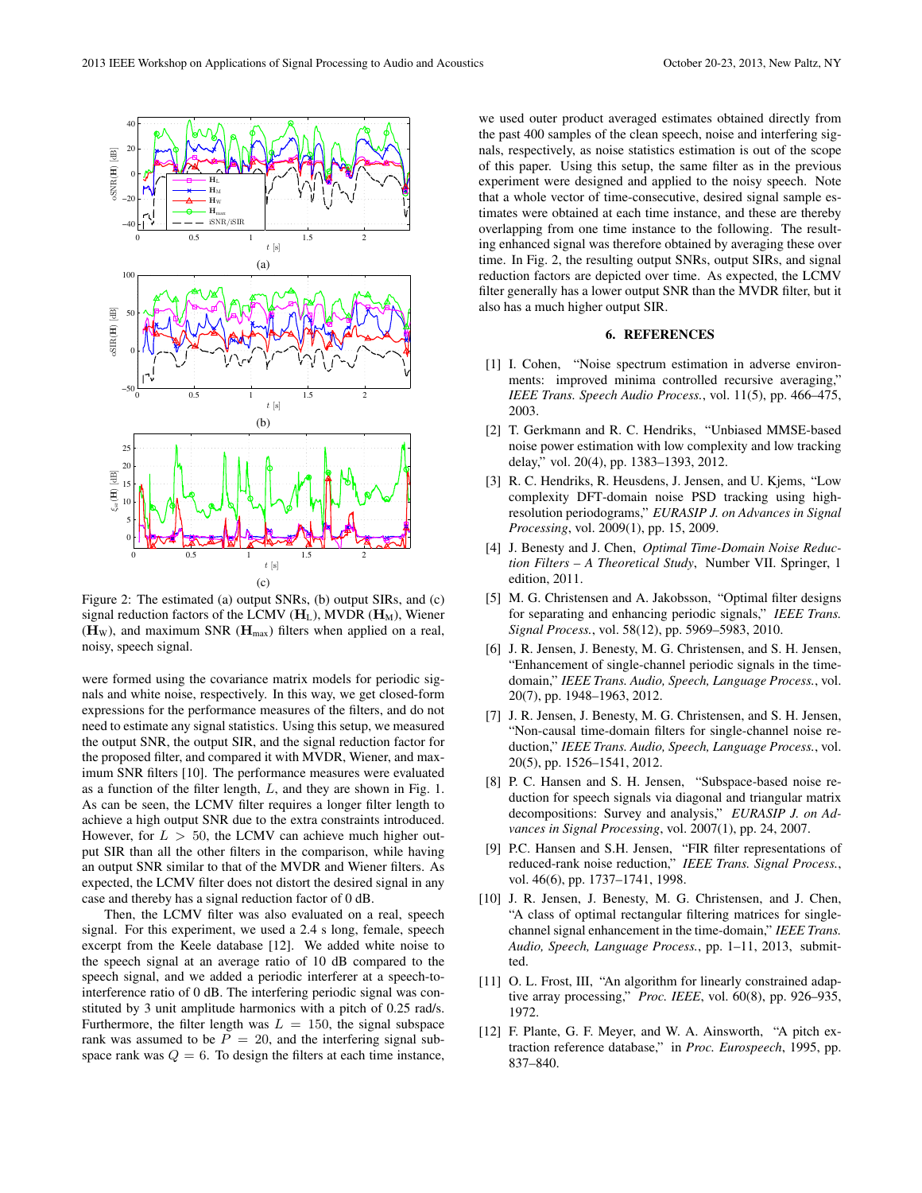40
20
0
−20
−40
oSNR(**H**) [dB]

$\mathbf{H}_{\mathrm{L}}$
$\mathbf{H}_{\mathrm{M}}$
$\mathbf{H}_{\mathrm{W}}$
$\mathbf{H}_{\max}$
iSNR/iSIR

0 0.5 1 1.5 2
$t$ [s]

(a)

100
50
0
−50
oSIR(**H**) [dB]

0 0.5 1 1.5 2
$t$ [s]

(b)

25
20
15
10
5
0
$\xi_{sr}(\mathbf{H})$ [dB]

0 0.5 1 1.5 2
$t$ [s]

(c)

Figure 2: The estimated (a) output SNRs, (b) output SIRs, and (c) signal reduction factors of the LCMV ($\mathbf{H}_{\mathrm{L}}$), MVDR ($\mathbf{H}_{\mathrm{M}}$), Wiener ($\mathbf{H}_{\mathrm{W}}$), and maximum SNR ($\mathbf{H}_{\max}$) filters when applied on a real, noisy, speech signal.

were formed using the covariance matrix models for periodic signals and white noise, respectively. In this way, we get closed-form expressions for the performance measures of the filters, and do not need to estimate any signal statistics. Using this setup, we measured the output SNR, the output SIR, and the signal reduction factor for the proposed filter, and compared it with MVDR, Wiener, and maximum SNR filters [10]. The performance measures were evaluated as a function of the filter length, $L$, and they are shown in Fig. 1. As can be seen, the LCMV filter requires a longer filter length to achieve a high output SNR due to the extra constraints introduced. However, for $L > 50$, the LCMV can achieve much higher output SIR than all the other filters in the comparison, while having an output SNR similar to that of the MVDR and Wiener filters. As expected, the LCMV filter does not distort the desired signal in any case and thereby has a signal reduction factor of 0 dB.

Then, the LCMV filter was also evaluated on a real, speech signal. For this experiment, we used a 2.4 s long, female, speech excerpt from the Keele database [12]. We added white noise to the speech signal at an average ratio of 10 dB compared to the speech signal, and we added a periodic interferer at a speech-to-interference ratio of 0 dB. The interfering periodic signal was constituted by 3 unit amplitude harmonics with a pitch of 0.25 rad/s. Furthermore, the filter length was $L = 150$, the signal subspace rank was assumed to be $P = 20$, and the interfering signal subspace rank was $Q = 6$. To design the filters at each time instance, we used outer product averaged estimates obtained directly from the past 400 samples of the clean speech, noise and interfering signals, respectively, as noise statistics estimation is out of the scope of this paper. Using this setup, the same filter as in the previous experiment were designed and applied to the noisy speech. Note that a whole vector of time-consecutive, desired signal sample estimates were obtained at each time instance, and these are thereby overlapping from one time instance to the following. The resulting enhanced signal was therefore obtained by averaging these over time. In Fig. 2, the resulting output SNRs, output SIRs, and signal reduction factors are depicted over time. As expected, the LCMV filter generally has a lower output SNR than the MVDR filter, but it also has a much higher output SIR.

## 6. REFERENCES

[1] I. Cohen, "Noise spectrum estimation in adverse environments: improved minima controlled recursive averaging," *IEEE Trans. Speech Audio Process.*, vol. 11(5), pp. 466–475, 2003.

[2] T. Gerkmann and R. C. Hendriks, "Unbiased MMSE-based noise power estimation with low complexity and low tracking delay," vol. 20(4), pp. 1383–1393, 2012.

[3] R. C. Hendriks, R. Heusdens, J. Jensen, and U. Kjems, "Low complexity DFT-domain noise PSD tracking using high-resolution periodograms," *EURASIP J. on Advances in Signal Processing*, vol. 2009(1), pp. 15, 2009.

[4] J. Benesty and J. Chen, *Optimal Time-Domain Noise Reduction Filters – A Theoretical Study*, Number VII. Springer, 1 edition, 2011.

[5] M. G. Christensen and A. Jakobsson, "Optimal filter designs for separating and enhancing periodic signals," *IEEE Trans. Signal Process.*, vol. 58(12), pp. 5969–5983, 2010.

[6] J. R. Jensen, J. Benesty, M. G. Christensen, and S. H. Jensen, "Enhancement of single-channel periodic signals in the time-domain," *IEEE Trans. Audio, Speech, Language Process.*, vol. 20(7), pp. 1948–1963, 2012.

[7] J. R. Jensen, J. Benesty, M. G. Christensen, and S. H. Jensen, "Non-causal time-domain filters for single-channel noise reduction," *IEEE Trans. Audio, Speech, Language Process.*, vol. 20(5), pp. 1526–1541, 2012.

[8] P. C. Hansen and S. H. Jensen, "Subspace-based noise reduction for speech signals via diagonal and triangular matrix decompositions: Survey and analysis," *EURASIP J. on Advances in Signal Processing*, vol. 2007(1), pp. 24, 2007.

[9] P.C. Hansen and S.H. Jensen, "FIR filter representations of reduced-rank noise reduction," *IEEE Trans. Signal Process.*, vol. 46(6), pp. 1737–1741, 1998.

[10] J. R. Jensen, J. Benesty, M. G. Christensen, and J. Chen, "A class of optimal rectangular filtering matrices for single-channel signal enhancement in the time-domain," *IEEE Trans. Audio, Speech, Language Process.*, pp. 1–11, 2013, submitted.

[11] O. L. Frost, III, "An algorithm for linearly constrained adaptive array processing," *Proc. IEEE*, vol. 60(8), pp. 926–935, 1972.

[12] F. Plante, G. F. Meyer, and W. A. Ainsworth, "A pitch extraction reference database," in *Proc. Eurospeech*, 1995, pp. 837–840.